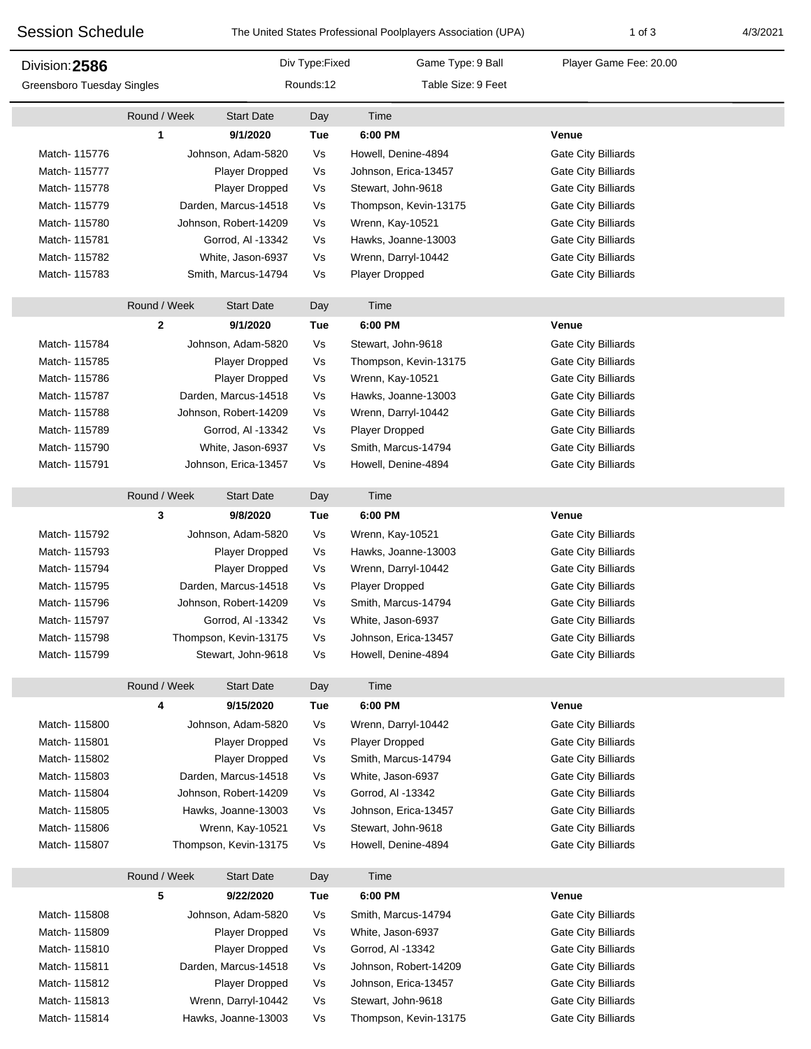# Session Schedule

The United States Professional Poolplayers Association (UPA)

4/3/2021

**Division: 2586**
Greensboro Tuesday Singles

Div Type: Fixed
Rounds: 12

Game Type: 9 Ball
Table Size: 9 Feet

Player Game Fee: 20.00

| Round / Week | Start Date | Day | Time | |
|---|---|---|---|---|
| **1** | **9/1/2020** | **Tue** | **6:00 PM** | **Venue** |

| Match | Player | | Opponent | Venue |
|---|---|---|---|---|
| Match- 115776 | Johnson, Adam-5820 | Vs | Howell, Denine-4894 | Gate City Billiards |
| Match- 115777 | Player Dropped | Vs | Johnson, Erica-13457 | Gate City Billiards |
| Match- 115778 | Player Dropped | Vs | Stewart, John-9618 | Gate City Billiards |
| Match- 115779 | Darden, Marcus-14518 | Vs | Thompson, Kevin-13175 | Gate City Billiards |
| Match- 115780 | Johnson, Robert-14209 | Vs | Wrenn, Kay-10521 | Gate City Billiards |
| Match- 115781 | Gorrod, Al -13342 | Vs | Hawks, Joanne-13003 | Gate City Billiards |
| Match- 115782 | White, Jason-6937 | Vs | Wrenn, Darryl-10442 | Gate City Billiards |
| Match- 115783 | Smith, Marcus-14794 | Vs | Player Dropped | Gate City Billiards |

| Round / Week | Start Date | Day | Time | |
|---|---|---|---|---|
| **2** | **9/1/2020** | **Tue** | **6:00 PM** | **Venue** |

| Match | Player | | Opponent | Venue |
|---|---|---|---|---|
| Match- 115784 | Johnson, Adam-5820 | Vs | Stewart, John-9618 | Gate City Billiards |
| Match- 115785 | Player Dropped | Vs | Thompson, Kevin-13175 | Gate City Billiards |
| Match- 115786 | Player Dropped | Vs | Wrenn, Kay-10521 | Gate City Billiards |
| Match- 115787 | Darden, Marcus-14518 | Vs | Hawks, Joanne-13003 | Gate City Billiards |
| Match- 115788 | Johnson, Robert-14209 | Vs | Wrenn, Darryl-10442 | Gate City Billiards |
| Match- 115789 | Gorrod, Al -13342 | Vs | Player Dropped | Gate City Billiards |
| Match- 115790 | White, Jason-6937 | Vs | Smith, Marcus-14794 | Gate City Billiards |
| Match- 115791 | Johnson, Erica-13457 | Vs | Howell, Denine-4894 | Gate City Billiards |

| Round / Week | Start Date | Day | Time | |
|---|---|---|---|---|
| **3** | **9/8/2020** | **Tue** | **6:00 PM** | **Venue** |

| Match | Player | | Opponent | Venue |
|---|---|---|---|---|
| Match- 115792 | Johnson, Adam-5820 | Vs | Wrenn, Kay-10521 | Gate City Billiards |
| Match- 115793 | Player Dropped | Vs | Hawks, Joanne-13003 | Gate City Billiards |
| Match- 115794 | Player Dropped | Vs | Wrenn, Darryl-10442 | Gate City Billiards |
| Match- 115795 | Darden, Marcus-14518 | Vs | Player Dropped | Gate City Billiards |
| Match- 115796 | Johnson, Robert-14209 | Vs | Smith, Marcus-14794 | Gate City Billiards |
| Match- 115797 | Gorrod, Al -13342 | Vs | White, Jason-6937 | Gate City Billiards |
| Match- 115798 | Thompson, Kevin-13175 | Vs | Johnson, Erica-13457 | Gate City Billiards |
| Match- 115799 | Stewart, John-9618 | Vs | Howell, Denine-4894 | Gate City Billiards |

| Round / Week | Start Date | Day | Time | |
|---|---|---|---|---|
| **4** | **9/15/2020** | **Tue** | **6:00 PM** | **Venue** |

| Match | Player | | Opponent | Venue |
|---|---|---|---|---|
| Match- 115800 | Johnson, Adam-5820 | Vs | Wrenn, Darryl-10442 | Gate City Billiards |
| Match- 115801 | Player Dropped | Vs | Player Dropped | Gate City Billiards |
| Match- 115802 | Player Dropped | Vs | Smith, Marcus-14794 | Gate City Billiards |
| Match- 115803 | Darden, Marcus-14518 | Vs | White, Jason-6937 | Gate City Billiards |
| Match- 115804 | Johnson, Robert-14209 | Vs | Gorrod, Al -13342 | Gate City Billiards |
| Match- 115805 | Hawks, Joanne-13003 | Vs | Johnson, Erica-13457 | Gate City Billiards |
| Match- 115806 | Wrenn, Kay-10521 | Vs | Stewart, John-9618 | Gate City Billiards |
| Match- 115807 | Thompson, Kevin-13175 | Vs | Howell, Denine-4894 | Gate City Billiards |

| Round / Week | Start Date | Day | Time | |
|---|---|---|---|---|
| **5** | **9/22/2020** | **Tue** | **6:00 PM** | **Venue** |

| Match | Player | | Opponent | Venue |
|---|---|---|---|---|
| Match- 115808 | Johnson, Adam-5820 | Vs | Smith, Marcus-14794 | Gate City Billiards |
| Match- 115809 | Player Dropped | Vs | White, Jason-6937 | Gate City Billiards |
| Match- 115810 | Player Dropped | Vs | Gorrod, Al -13342 | Gate City Billiards |
| Match- 115811 | Darden, Marcus-14518 | Vs | Johnson, Robert-14209 | Gate City Billiards |
| Match- 115812 | Player Dropped | Vs | Johnson, Erica-13457 | Gate City Billiards |
| Match- 115813 | Wrenn, Darryl-10442 | Vs | Stewart, John-9618 | Gate City Billiards |
| Match- 115814 | Hawks, Joanne-13003 | Vs | Thompson, Kevin-13175 | Gate City Billiards |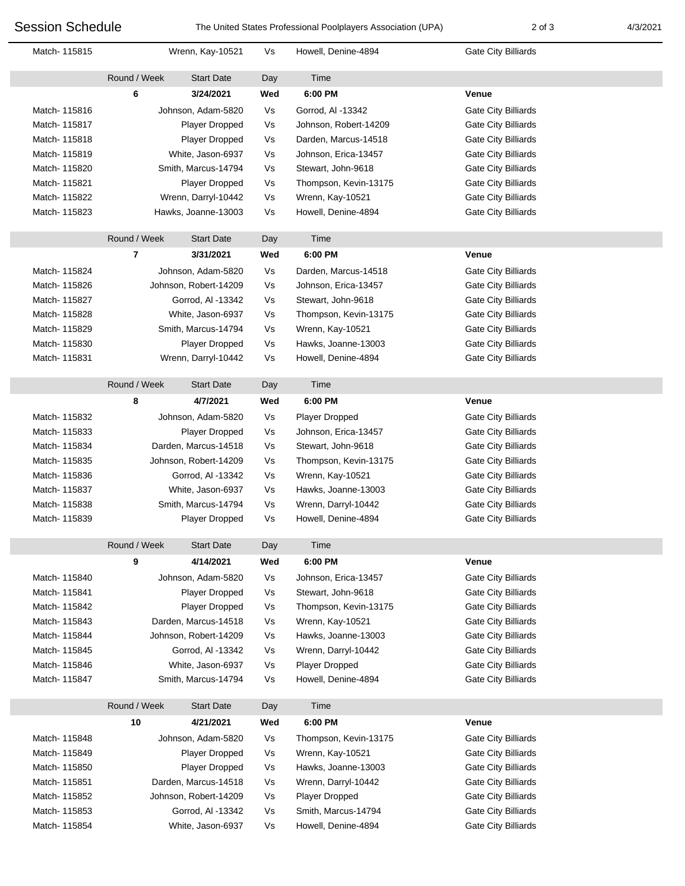| Match | Player 1 | | Player 2 | Venue |
|---|---|---|---|---|
| Match- 115815 | Wrenn, Kay-10521 | Vs | Howell, Denine-4894 | Gate City Billiards |

| Round / Week | Start Date | Day | Time | |
|---|---|---|---|---|
| **6** | **3/24/2021** | **Wed** | **6:00 PM** | **Venue** |

| Match | Player 1 | | Player 2 | Venue |
|---|---|---|---|---|
| Match- 115816 | Johnson, Adam-5820 | Vs | Gorrod, Al -13342 | Gate City Billiards |
| Match- 115817 | Player Dropped | Vs | Johnson, Robert-14209 | Gate City Billiards |
| Match- 115818 | Player Dropped | Vs | Darden, Marcus-14518 | Gate City Billiards |
| Match- 115819 | White, Jason-6937 | Vs | Johnson, Erica-13457 | Gate City Billiards |
| Match- 115820 | Smith, Marcus-14794 | Vs | Stewart, John-9618 | Gate City Billiards |
| Match- 115821 | Player Dropped | Vs | Thompson, Kevin-13175 | Gate City Billiards |
| Match- 115822 | Wrenn, Darryl-10442 | Vs | Wrenn, Kay-10521 | Gate City Billiards |
| Match- 115823 | Hawks, Joanne-13003 | Vs | Howell, Denine-4894 | Gate City Billiards |

| Round / Week | Start Date | Day | Time | |
|---|---|---|---|---|
| **7** | **3/31/2021** | **Wed** | **6:00 PM** | **Venue** |

| Match | Player 1 | | Player 2 | Venue |
|---|---|---|---|---|
| Match- 115824 | Johnson, Adam-5820 | Vs | Darden, Marcus-14518 | Gate City Billiards |
| Match- 115826 | Johnson, Robert-14209 | Vs | Johnson, Erica-13457 | Gate City Billiards |
| Match- 115827 | Gorrod, Al -13342 | Vs | Stewart, John-9618 | Gate City Billiards |
| Match- 115828 | White, Jason-6937 | Vs | Thompson, Kevin-13175 | Gate City Billiards |
| Match- 115829 | Smith, Marcus-14794 | Vs | Wrenn, Kay-10521 | Gate City Billiards |
| Match- 115830 | Player Dropped | Vs | Hawks, Joanne-13003 | Gate City Billiards |
| Match- 115831 | Wrenn, Darryl-10442 | Vs | Howell, Denine-4894 | Gate City Billiards |

| Round / Week | Start Date | Day | Time | |
|---|---|---|---|---|
| **8** | **4/7/2021** | **Wed** | **6:00 PM** | **Venue** |

| Match | Player 1 | | Player 2 | Venue |
|---|---|---|---|---|
| Match- 115832 | Johnson, Adam-5820 | Vs | Player Dropped | Gate City Billiards |
| Match- 115833 | Player Dropped | Vs | Johnson, Erica-13457 | Gate City Billiards |
| Match- 115834 | Darden, Marcus-14518 | Vs | Stewart, John-9618 | Gate City Billiards |
| Match- 115835 | Johnson, Robert-14209 | Vs | Thompson, Kevin-13175 | Gate City Billiards |
| Match- 115836 | Gorrod, Al -13342 | Vs | Wrenn, Kay-10521 | Gate City Billiards |
| Match- 115837 | White, Jason-6937 | Vs | Hawks, Joanne-13003 | Gate City Billiards |
| Match- 115838 | Smith, Marcus-14794 | Vs | Wrenn, Darryl-10442 | Gate City Billiards |
| Match- 115839 | Player Dropped | Vs | Howell, Denine-4894 | Gate City Billiards |

| Round / Week | Start Date | Day | Time | |
|---|---|---|---|---|
| **9** | **4/14/2021** | **Wed** | **6:00 PM** | **Venue** |

| Match | Player 1 | | Player 2 | Venue |
|---|---|---|---|---|
| Match- 115840 | Johnson, Adam-5820 | Vs | Johnson, Erica-13457 | Gate City Billiards |
| Match- 115841 | Player Dropped | Vs | Stewart, John-9618 | Gate City Billiards |
| Match- 115842 | Player Dropped | Vs | Thompson, Kevin-13175 | Gate City Billiards |
| Match- 115843 | Darden, Marcus-14518 | Vs | Wrenn, Kay-10521 | Gate City Billiards |
| Match- 115844 | Johnson, Robert-14209 | Vs | Hawks, Joanne-13003 | Gate City Billiards |
| Match- 115845 | Gorrod, Al -13342 | Vs | Wrenn, Darryl-10442 | Gate City Billiards |
| Match- 115846 | White, Jason-6937 | Vs | Player Dropped | Gate City Billiards |
| Match- 115847 | Smith, Marcus-14794 | Vs | Howell, Denine-4894 | Gate City Billiards |

| Round / Week | Start Date | Day | Time | |
|---|---|---|---|---|
| **10** | **4/21/2021** | **Wed** | **6:00 PM** | **Venue** |

| Match | Player 1 | | Player 2 | Venue |
|---|---|---|---|---|
| Match- 115848 | Johnson, Adam-5820 | Vs | Thompson, Kevin-13175 | Gate City Billiards |
| Match- 115849 | Player Dropped | Vs | Wrenn, Kay-10521 | Gate City Billiards |
| Match- 115850 | Player Dropped | Vs | Hawks, Joanne-13003 | Gate City Billiards |
| Match- 115851 | Darden, Marcus-14518 | Vs | Wrenn, Darryl-10442 | Gate City Billiards |
| Match- 115852 | Johnson, Robert-14209 | Vs | Player Dropped | Gate City Billiards |
| Match- 115853 | Gorrod, Al -13342 | Vs | Smith, Marcus-14794 | Gate City Billiards |
| Match- 115854 | White, Jason-6937 | Vs | Howell, Denine-4894 | Gate City Billiards |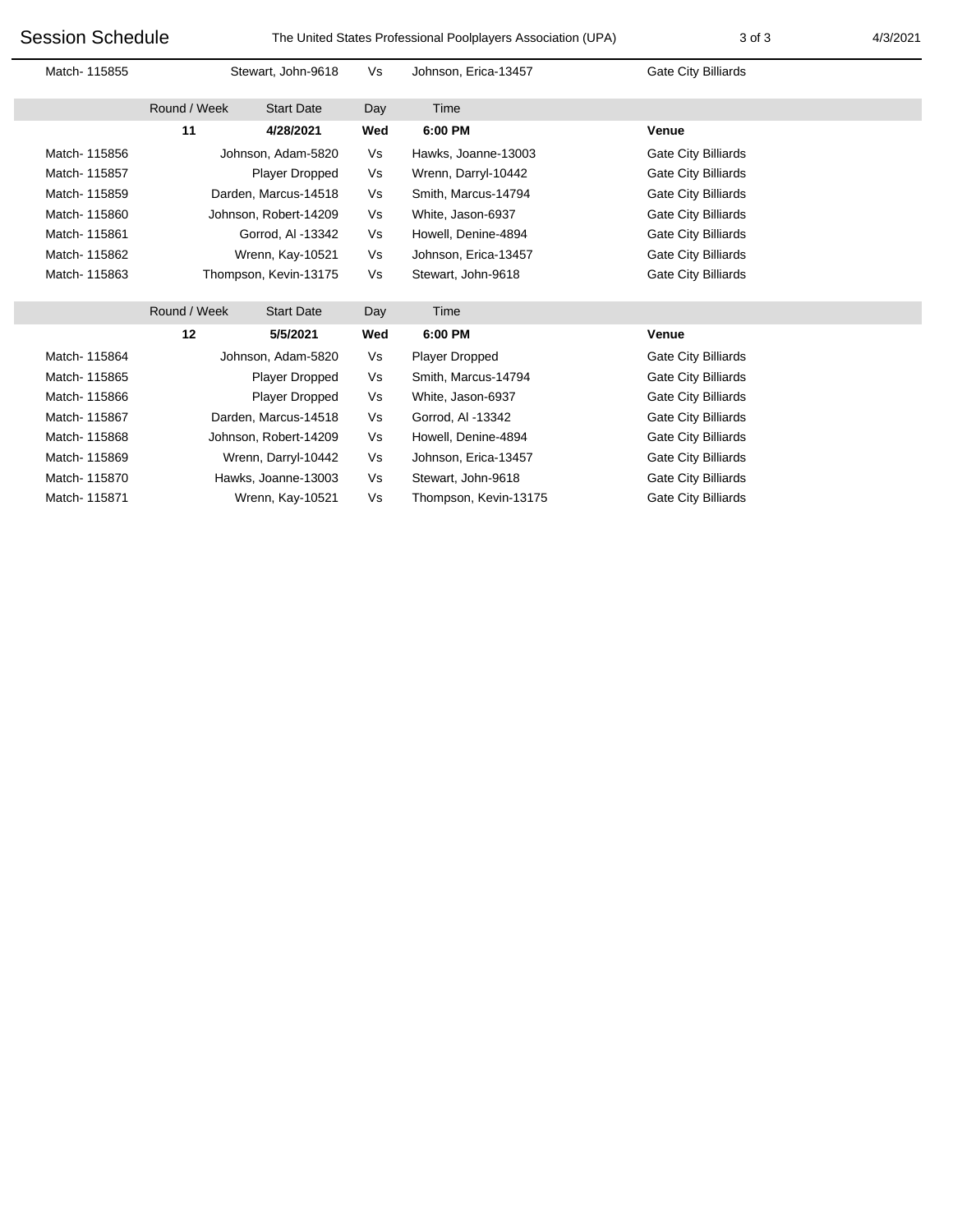| | | | | | |
|---|---|---|---|---|---|
| Match- 115855 | | Stewart, John-9618 | Vs | Johnson, Erica-13457 | Gate City Billiards |

| | Round / Week | Start Date | Day | Time | |
|---|---|---|---|---|---|
| | **11** | **4/28/2021** | **Wed** | **6:00 PM** | **Venue** |
| Match- 115856 | | Johnson, Adam-5820 | Vs | Hawks, Joanne-13003 | Gate City Billiards |
| Match- 115857 | | Player Dropped | Vs | Wrenn, Darryl-10442 | Gate City Billiards |
| Match- 115859 | | Darden, Marcus-14518 | Vs | Smith, Marcus-14794 | Gate City Billiards |
| Match- 115860 | | Johnson, Robert-14209 | Vs | White, Jason-6937 | Gate City Billiards |
| Match- 115861 | | Gorrod, Al -13342 | Vs | Howell, Denine-4894 | Gate City Billiards |
| Match- 115862 | | Wrenn, Kay-10521 | Vs | Johnson, Erica-13457 | Gate City Billiards |
| Match- 115863 | | Thompson, Kevin-13175 | Vs | Stewart, John-9618 | Gate City Billiards |

| | Round / Week | Start Date | Day | Time | |
|---|---|---|---|---|---|
| | **12** | **5/5/2021** | **Wed** | **6:00 PM** | **Venue** |
| Match- 115864 | | Johnson, Adam-5820 | Vs | Player Dropped | Gate City Billiards |
| Match- 115865 | | Player Dropped | Vs | Smith, Marcus-14794 | Gate City Billiards |
| Match- 115866 | | Player Dropped | Vs | White, Jason-6937 | Gate City Billiards |
| Match- 115867 | | Darden, Marcus-14518 | Vs | Gorrod, Al -13342 | Gate City Billiards |
| Match- 115868 | | Johnson, Robert-14209 | Vs | Howell, Denine-4894 | Gate City Billiards |
| Match- 115869 | | Wrenn, Darryl-10442 | Vs | Johnson, Erica-13457 | Gate City Billiards |
| Match- 115870 | | Hawks, Joanne-13003 | Vs | Stewart, John-9618 | Gate City Billiards |
| Match- 115871 | | Wrenn, Kay-10521 | Vs | Thompson, Kevin-13175 | Gate City Billiards |